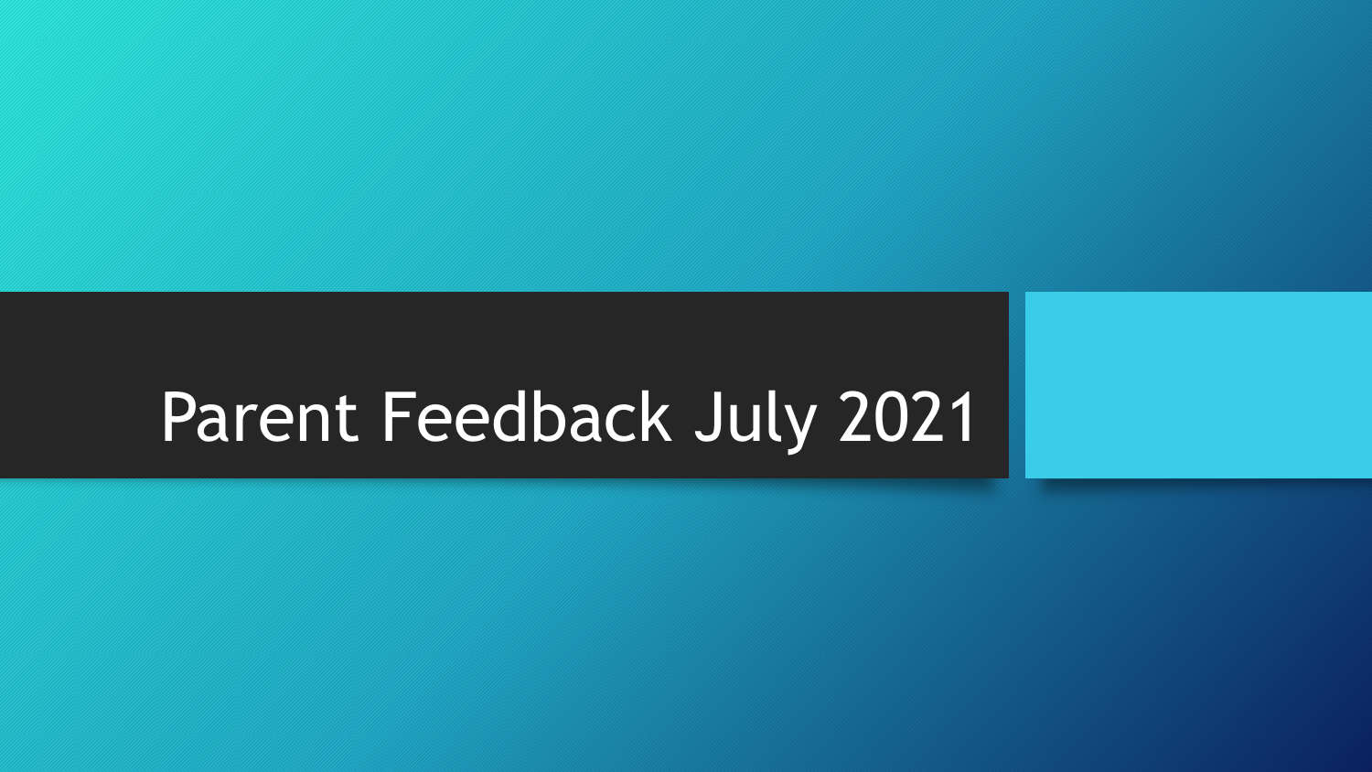# Parent Feedback July 2021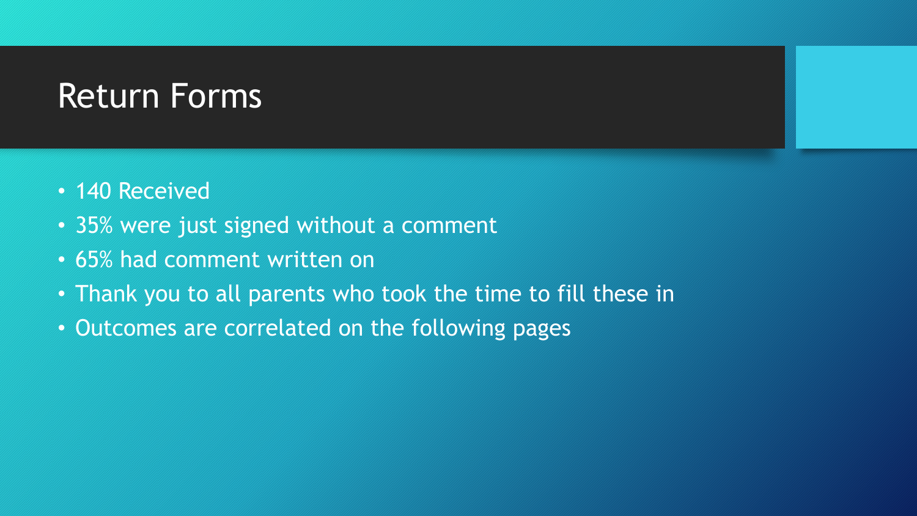# Return Forms

- 140 Received
- 35% were just signed without a comment
- 65% had comment written on
- Thank you to all parents who took the time to fill these in
- Outcomes are correlated on the following pages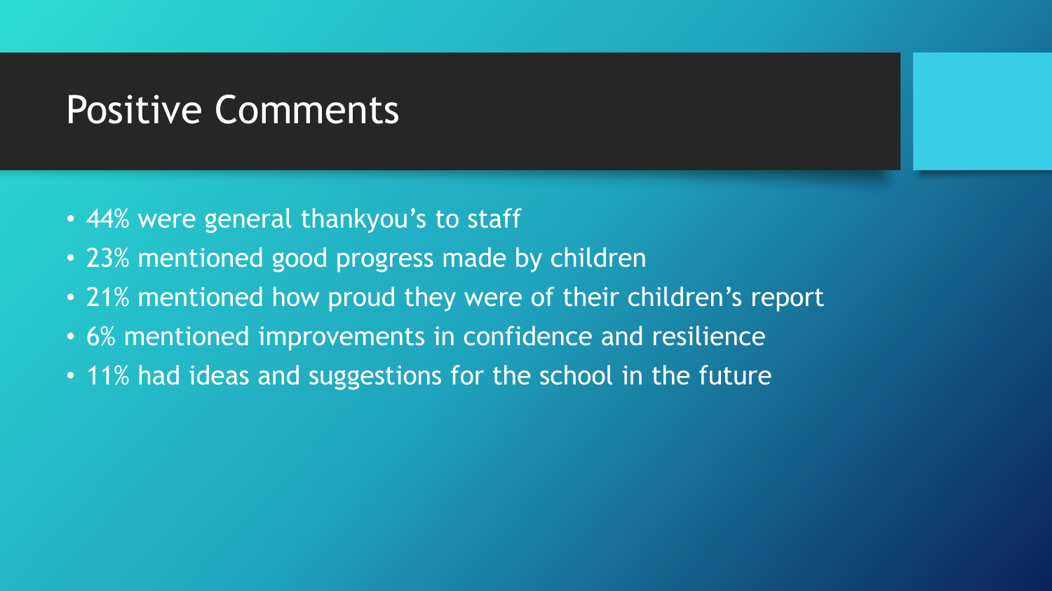# Positive Comments

- 44% were general thankyou’s to staff
- 23% mentioned good progress made by children
- 21% mentioned how proud they were of their children’s report
- 6% mentioned improvements in confidence and resilience
- 11% had ideas and suggestions for the school in the future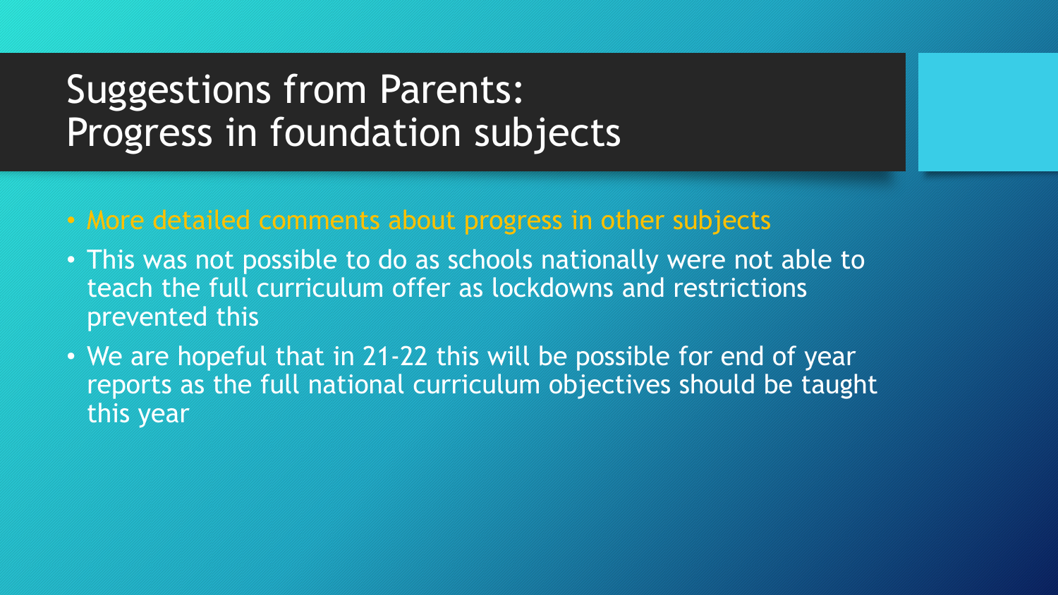# Suggestions from Parents: Progress in foundation subjects

- More detailed comments about progress in other subjects
- This was not possible to do as schools nationally were not able to teach the full curriculum offer as lockdowns and restrictions prevented this
- We are hopeful that in 21-22 this will be possible for end of year reports as the full national curriculum objectives should be taught this year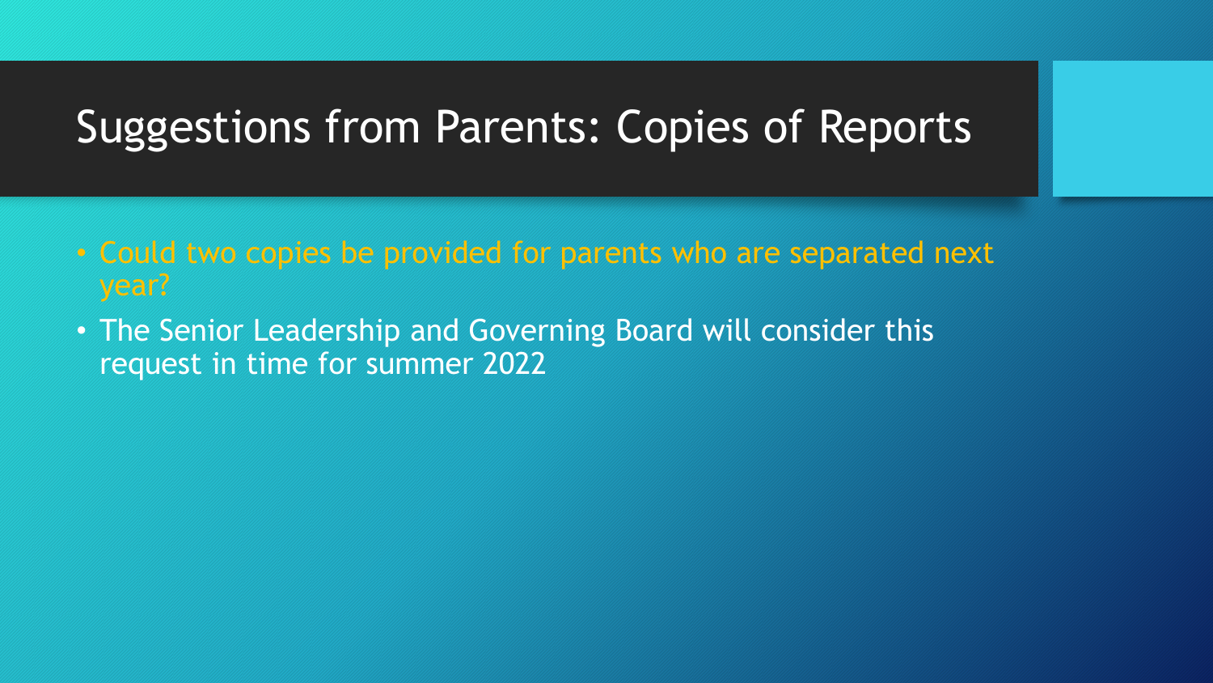# Suggestions from Parents: Copies of Reports

- Could two copies be provided for parents who are separated next year?
- The Senior Leadership and Governing Board will consider this request in time for summer 2022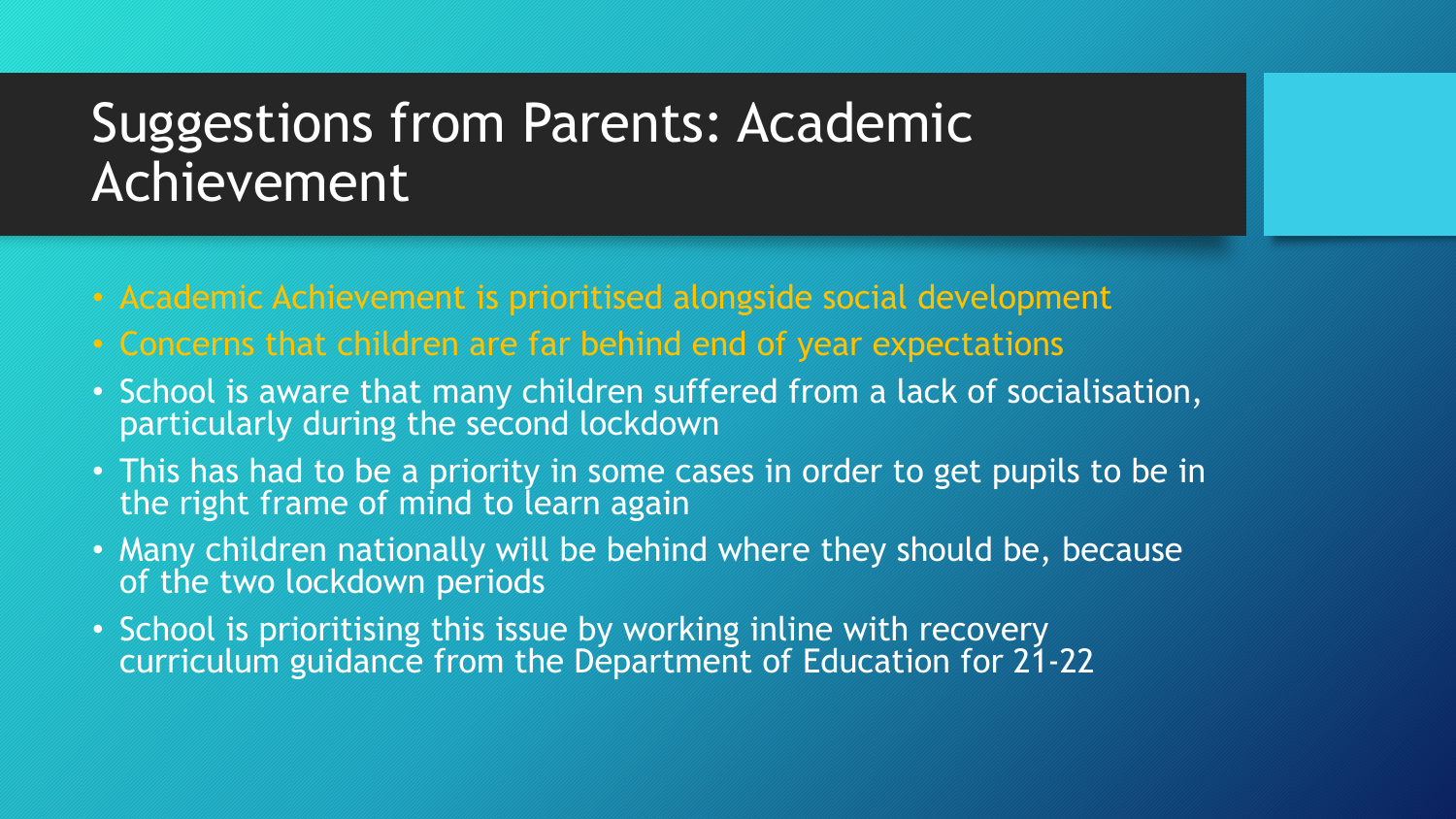# Suggestions from Parents: Academic Achievement

- Academic Achievement is prioritised alongside social development
- Concerns that children are far behind end of year expectations
- School is aware that many children suffered from a lack of socialisation, particularly during the second lockdown
- This has had to be a priority in some cases in order to get pupils to be in the right frame of mind to learn again
- Many children nationally will be behind where they should be, because of the two lockdown periods
- School is prioritising this issue by working inline with recovery curriculum guidance from the Department of Education for 21-22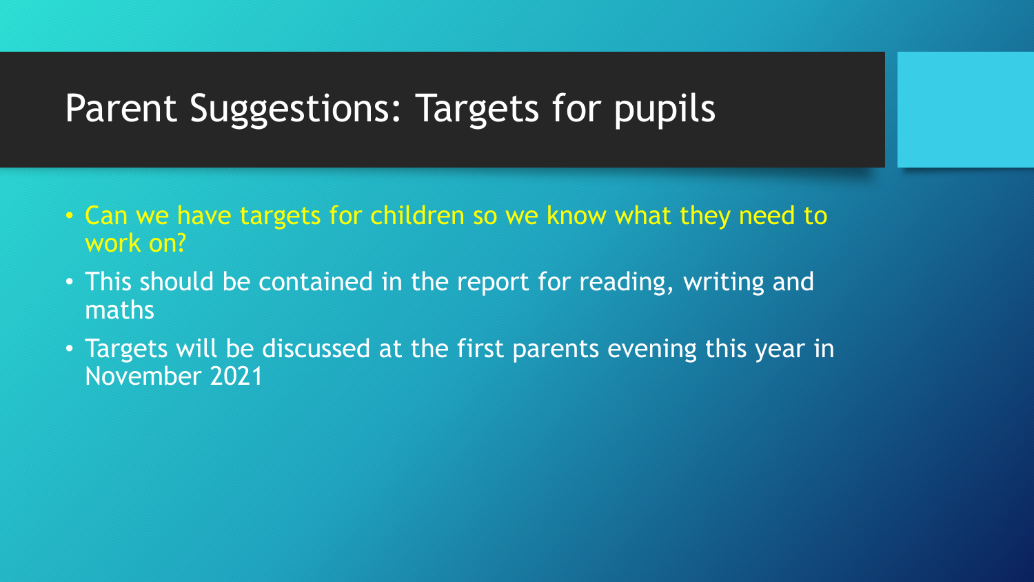# Parent Suggestions: Targets for pupils

- Can we have targets for children so we know what they need to work on?
- This should be contained in the report for reading, writing and maths
- Targets will be discussed at the first parents evening this year in November 2021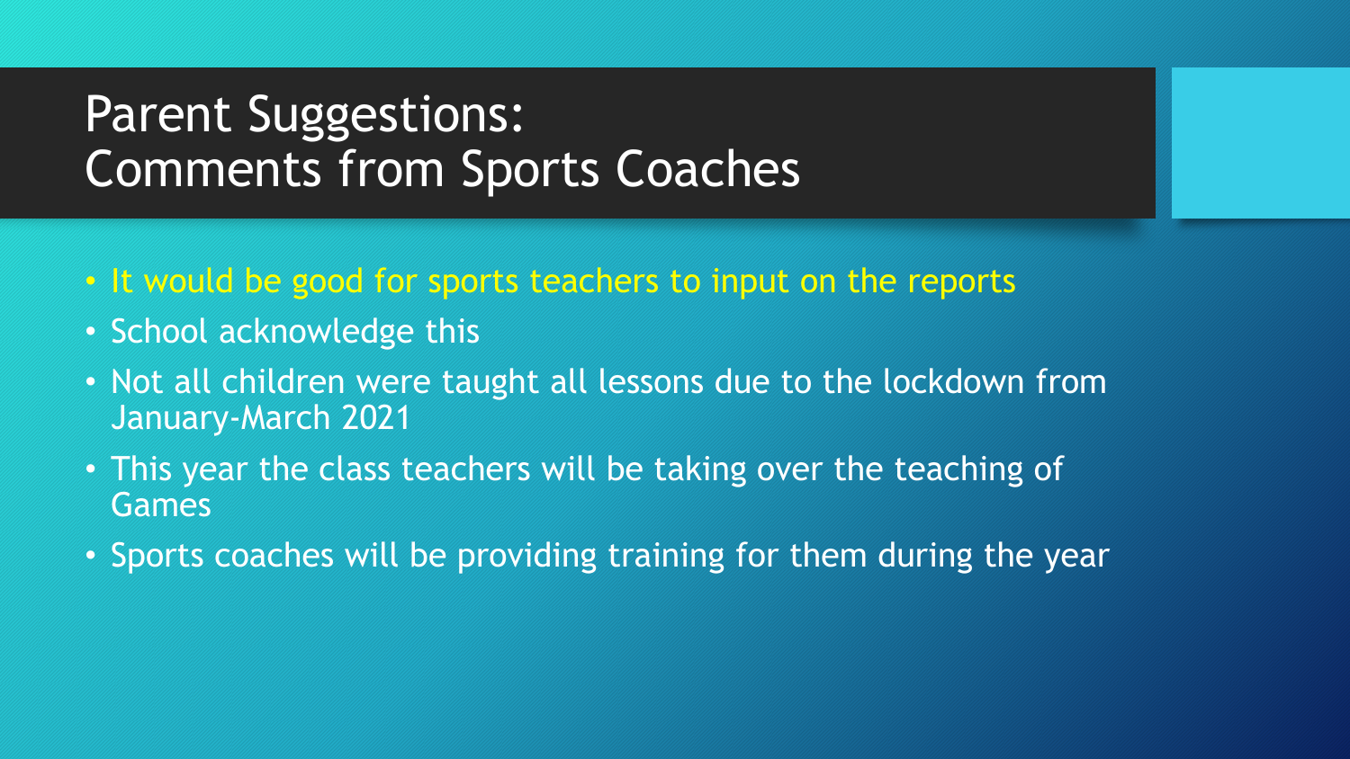# Parent Suggestions:
# Comments from Sports Coaches

- It would be good for sports teachers to input on the reports
- School acknowledge this
- Not all children were taught all lessons due to the lockdown from January-March 2021
- This year the class teachers will be taking over the teaching of Games
- Sports coaches will be providing training for them during the year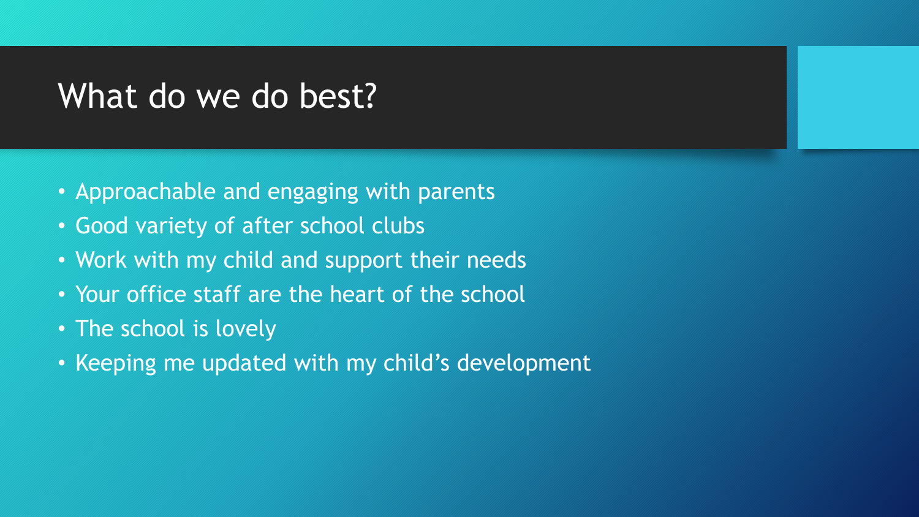# What do we do best?

- Approachable and engaging with parents
- Good variety of after school clubs
- Work with my child and support their needs
- Your office staff are the heart of the school
- The school is lovely
- Keeping me updated with my child’s development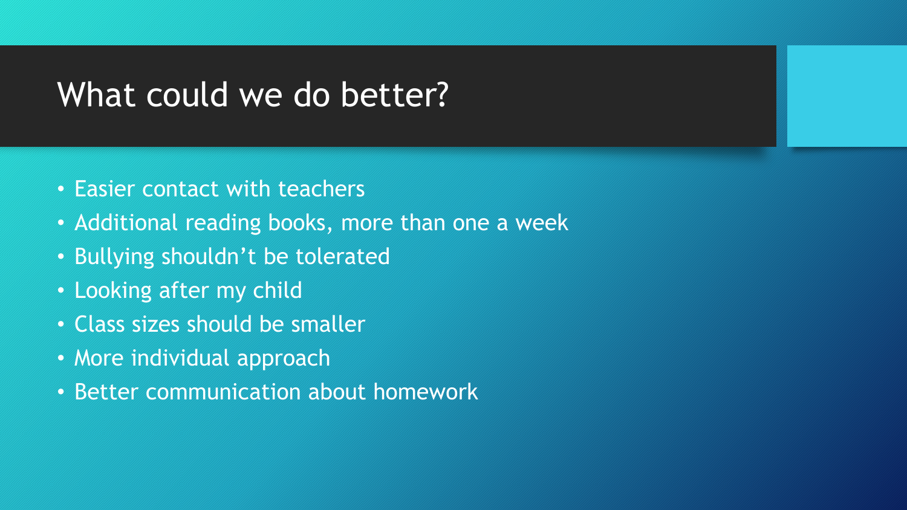# What could we do better?

- Easier contact with teachers
- Additional reading books, more than one a week
- Bullying shouldn’t be tolerated
- Looking after my child
- Class sizes should be smaller
- More individual approach
- Better communication about homework